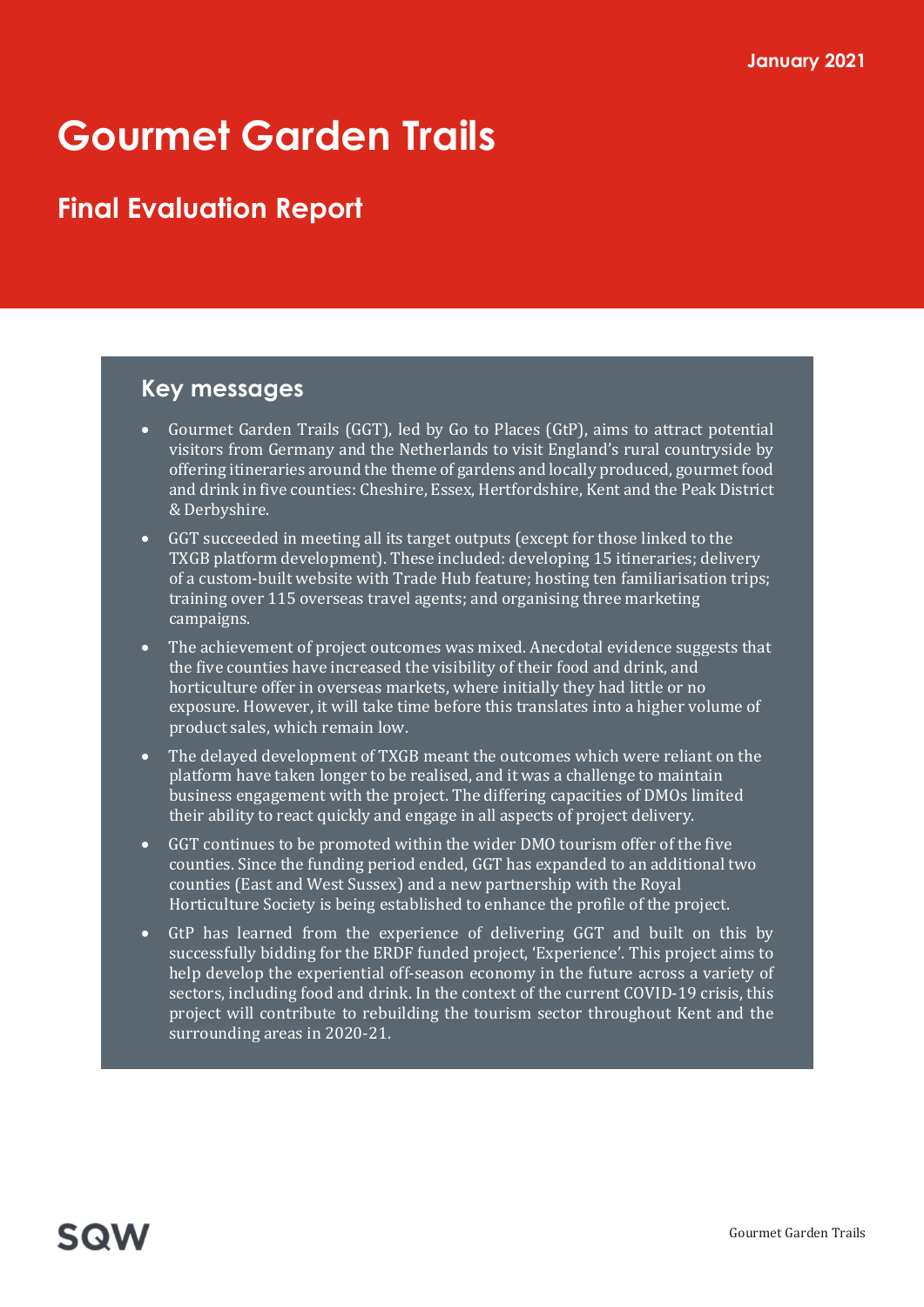January 2021

# Gourmet Garden Trails

## Final Evaluation Report

### Key messages

- Gourmet Garden Trails (GGT), led by Go to Places (GtP), aims to attract potential visitors from Germany and the Netherlands to visit England's rural countryside by offering itineraries around the theme of gardens and locally produced, gourmet food and drink in five counties: Cheshire, Essex, Hertfordshire, Kent and the Peak District & Derbyshire.
- GGT succeeded in meeting all its target outputs (except for those linked to the TXGB platform development). These included: developing 15 itineraries; delivery of a custom-built website with Trade Hub feature; hosting ten familiarisation trips; training over 115 overseas travel agents; and organising three marketing campaigns.
- The achievement of project outcomes was mixed. Anecdotal evidence suggests that the five counties have increased the visibility of their food and drink, and horticulture offer in overseas markets, where initially they had little or no exposure. However, it will take time before this translates into a higher volume of product sales, which remain low.
- The delayed development of TXGB meant the outcomes which were reliant on the platform have taken longer to be realised, and it was a challenge to maintain business engagement with the project. The differing capacities of DMOs limited their ability to react quickly and engage in all aspects of project delivery.
- GGT continues to be promoted within the wider DMO tourism offer of the five counties. Since the funding period ended, GGT has expanded to an additional two counties (East and West Sussex) and a new partnership with the Royal Horticulture Society is being established to enhance the profile of the project.
- GtP has learned from the experience of delivering GGT and built on this by successfully bidding for the ERDF funded project, 'Experience'. This project aims to help develop the experiential off-season economy in the future across a variety of sectors, including food and drink. In the context of the current COVID-19 crisis, this project will contribute to rebuilding the tourism sector throughout Kent and the surrounding areas in 2020-21.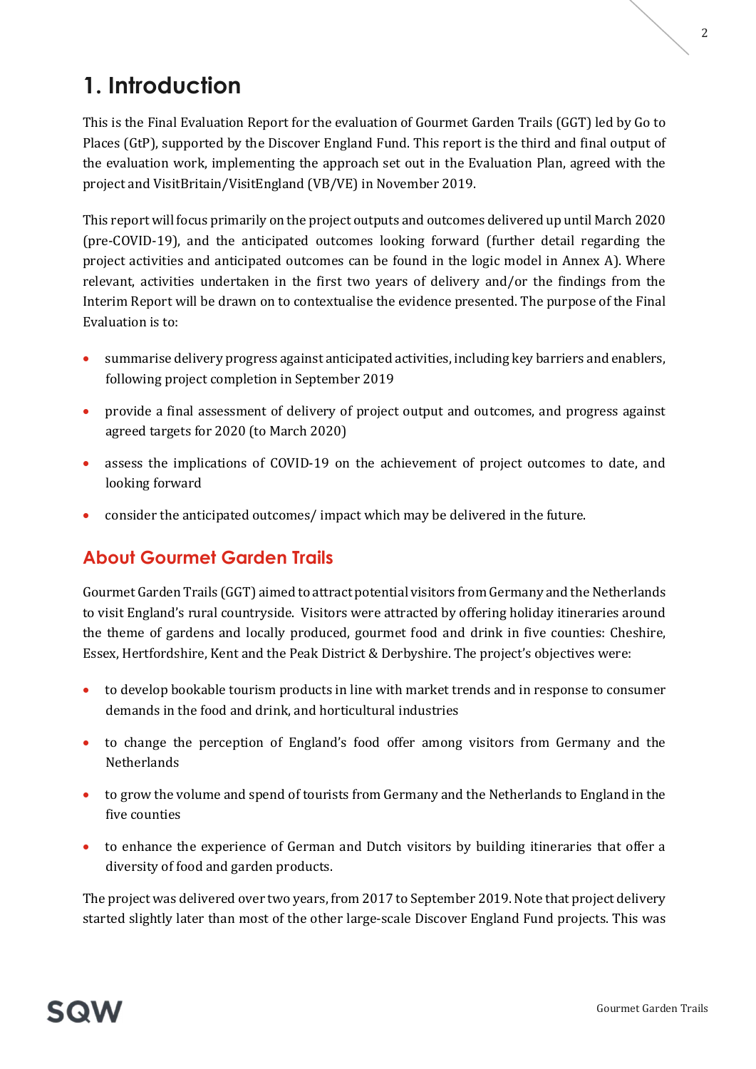# 1. Introduction

This is the Final Evaluation Report for the evaluation of Gourmet Garden Trails (GGT) led by Go to Places (GtP), supported by the Discover England Fund. This report is the third and final output of the evaluation work, implementing the approach set out in the Evaluation Plan, agreed with the project and VisitBritain/VisitEngland (VB/VE) in November 2019.

This report will focus primarily on the project outputs and outcomes delivered up until March 2020 (pre-COVID-19), and the anticipated outcomes looking forward (further detail regarding the project activities and anticipated outcomes can be found in the logic model in Annex A). Where relevant, activities undertaken in the first two years of delivery and/or the findings from the Interim Report will be drawn on to contextualise the evidence presented. The purpose of the Final Evaluation is to:

- summarise delivery progress against anticipated activities, including key barriers and enablers, following project completion in September 2019
- provide a final assessment of delivery of project output and outcomes, and progress against agreed targets for 2020 (to March 2020)
- assess the implications of COVID-19 on the achievement of project outcomes to date, and looking forward
- consider the anticipated outcomes/ impact which may be delivered in the future.

## About Gourmet Garden Trails

Gourmet Garden Trails (GGT) aimed to attract potential visitors from Germany and the Netherlands to visit England's rural countryside. Visitors were attracted by offering holiday itineraries around the theme of gardens and locally produced, gourmet food and drink in five counties: Cheshire, Essex, Hertfordshire, Kent and the Peak District & Derbyshire. The project's objectives were:

- to develop bookable tourism products in line with market trends and in response to consumer demands in the food and drink, and horticultural industries
- to change the perception of England's food offer among visitors from Germany and the Netherlands
- to grow the volume and spend of tourists from Germany and the Netherlands to England in the five counties
- to enhance the experience of German and Dutch visitors by building itineraries that offer a diversity of food and garden products.

The project was delivered over two years, from 2017 to September 2019. Note that project delivery started slightly later than most of the other large-scale Discover England Fund projects. This was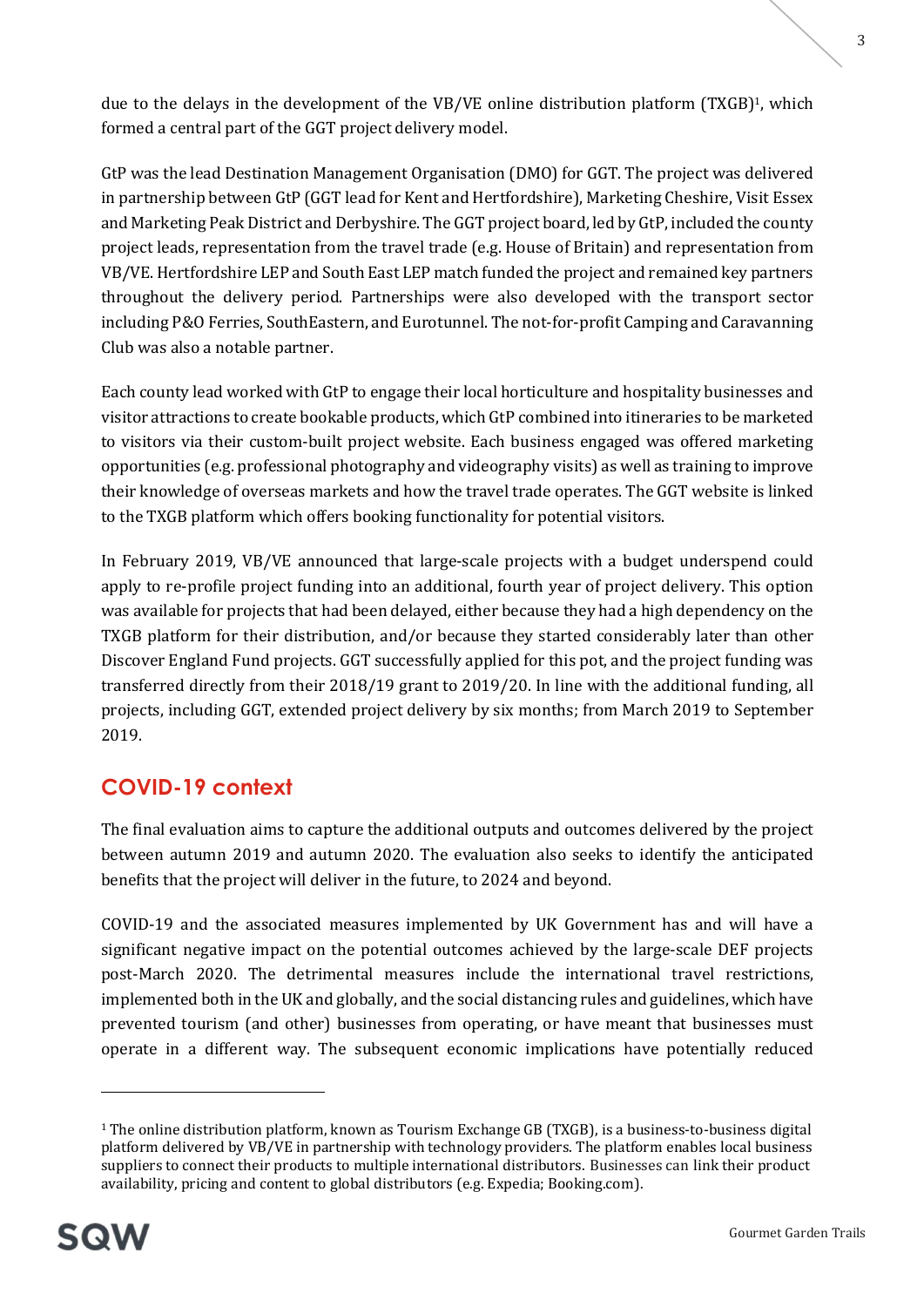due to the delays in the development of the VB/VE online distribution platform (TXGB)[1], which formed a central part of the GGT project delivery model.

GtP was the lead Destination Management Organisation (DMO) for GGT. The project was delivered in partnership between GtP (GGT lead for Kent and Hertfordshire), Marketing Cheshire, Visit Essex and Marketing Peak District and Derbyshire. The GGT project board, led by GtP, included the county project leads, representation from the travel trade (e.g. House of Britain) and representation from VB/VE. Hertfordshire LEP and South East LEP match funded the project and remained key partners throughout the delivery period. Partnerships were also developed with the transport sector including P&O Ferries, SouthEastern, and Eurotunnel. The not-for-profit Camping and Caravanning Club was also a notable partner.

Each county lead worked with GtP to engage their local horticulture and hospitality businesses and visitor attractions to create bookable products, which GtP combined into itineraries to be marketed to visitors via their custom-built project website. Each business engaged was offered marketing opportunities (e.g. professional photography and videography visits) as well as training to improve their knowledge of overseas markets and how the travel trade operates. The GGT website is linked to the TXGB platform which offers booking functionality for potential visitors.

In February 2019, VB/VE announced that large-scale projects with a budget underspend could apply to re-profile project funding into an additional, fourth year of project delivery. This option was available for projects that had been delayed, either because they had a high dependency on the TXGB platform for their distribution, and/or because they started considerably later than other Discover England Fund projects. GGT successfully applied for this pot, and the project funding was transferred directly from their 2018/19 grant to 2019/20. In line with the additional funding, all projects, including GGT, extended project delivery by six months; from March 2019 to September 2019.

## COVID-19 context

The final evaluation aims to capture the additional outputs and outcomes delivered by the project between autumn 2019 and autumn 2020. The evaluation also seeks to identify the anticipated benefits that the project will deliver in the future, to 2024 and beyond.

COVID-19 and the associated measures implemented by UK Government has and will have a significant negative impact on the potential outcomes achieved by the large-scale DEF projects post-March 2020. The detrimental measures include the international travel restrictions, implemented both in the UK and globally, and the social distancing rules and guidelines, which have prevented tourism (and other) businesses from operating, or have meant that businesses must operate in a different way. The subsequent economic implications have potentially reduced

---

[1] The online distribution platform, known as Tourism Exchange GB (TXGB), is a business-to-business digital platform delivered by VB/VE in partnership with technology providers. The platform enables local business suppliers to connect their products to multiple international distributors. Businesses can link their product availability, pricing and content to global distributors (e.g. Expedia; Booking.com).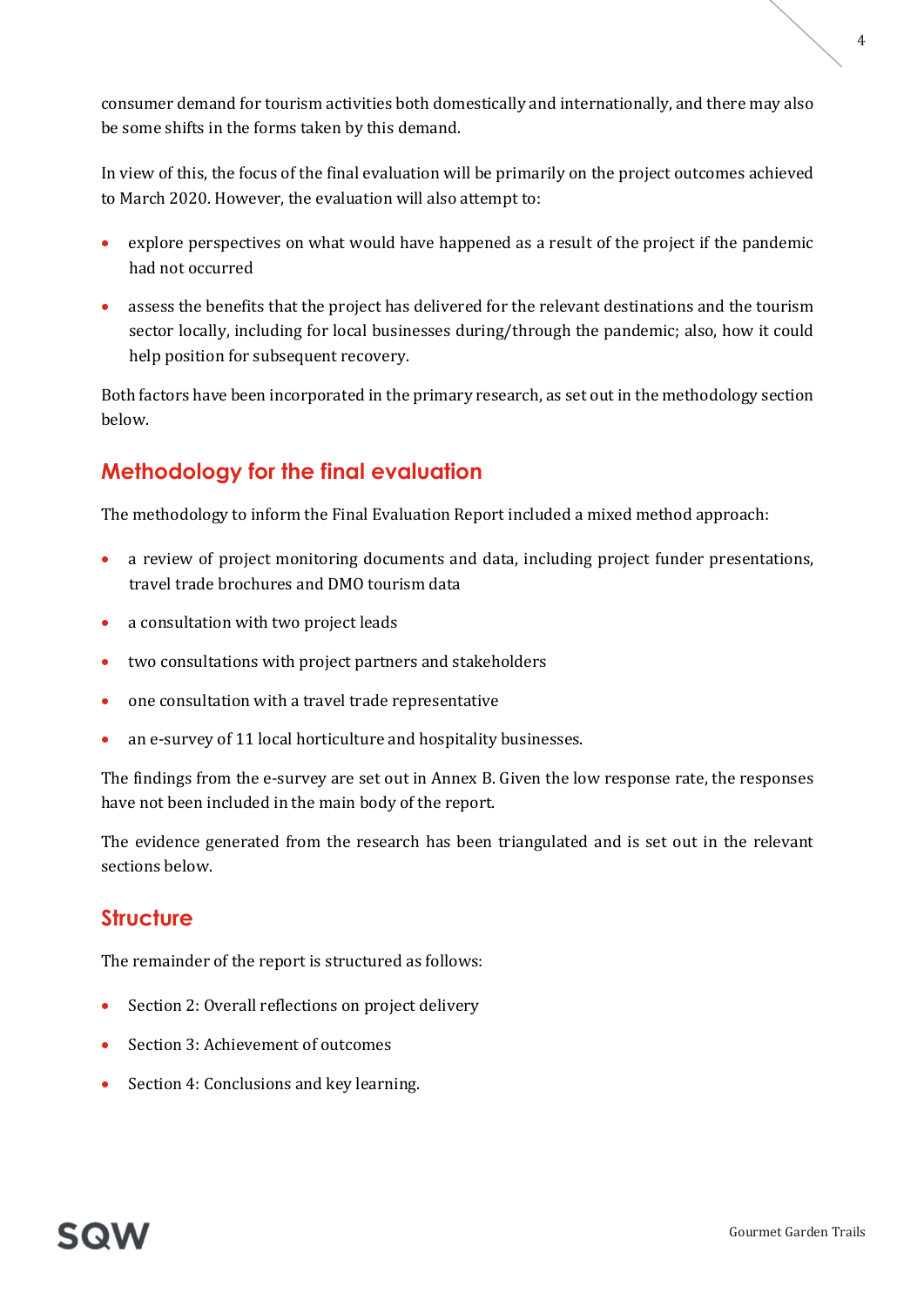consumer demand for tourism activities both domestically and internationally, and there may also be some shifts in the forms taken by this demand.

In view of this, the focus of the final evaluation will be primarily on the project outcomes achieved to March 2020. However, the evaluation will also attempt to:

- explore perspectives on what would have happened as a result of the project if the pandemic had not occurred
- assess the benefits that the project has delivered for the relevant destinations and the tourism sector locally, including for local businesses during/through the pandemic; also, how it could help position for subsequent recovery.

Both factors have been incorporated in the primary research, as set out in the methodology section below.

## Methodology for the final evaluation

The methodology to inform the Final Evaluation Report included a mixed method approach:

- a review of project monitoring documents and data, including project funder presentations, travel trade brochures and DMO tourism data
- a consultation with two project leads
- two consultations with project partners and stakeholders
- one consultation with a travel trade representative
- an e-survey of 11 local horticulture and hospitality businesses.

The findings from the e-survey are set out in Annex B. Given the low response rate, the responses have not been included in the main body of the report.

The evidence generated from the research has been triangulated and is set out in the relevant sections below.

## Structure

The remainder of the report is structured as follows:

- Section 2: Overall reflections on project delivery
- Section 3: Achievement of outcomes
- Section 4: Conclusions and key learning.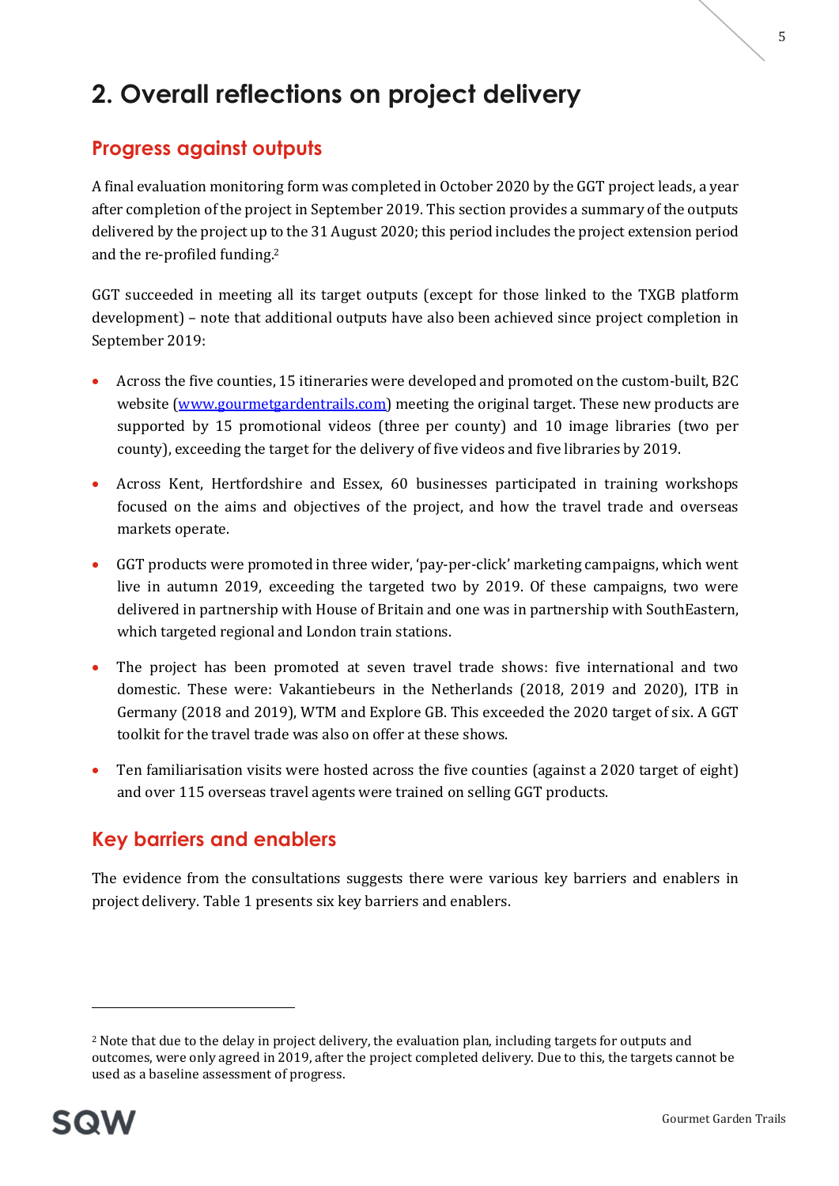# 2. Overall reflections on project delivery

## Progress against outputs

A final evaluation monitoring form was completed in October 2020 by the GGT project leads, a year after completion of the project in September 2019. This section provides a summary of the outputs delivered by the project up to the 31 August 2020; this period includes the project extension period and the re-profiled funding.[2]

GGT succeeded in meeting all its target outputs (except for those linked to the TXGB platform development) – note that additional outputs have also been achieved since project completion in September 2019:

- Across the five counties, 15 itineraries were developed and promoted on the custom-built, B2C website ([www.gourmetgardentrails.com](www.gourmetgardentrails.com)) meeting the original target. These new products are supported by 15 promotional videos (three per county) and 10 image libraries (two per county), exceeding the target for the delivery of five videos and five libraries by 2019.
- Across Kent, Hertfordshire and Essex, 60 businesses participated in training workshops focused on the aims and objectives of the project, and how the travel trade and overseas markets operate.
- GGT products were promoted in three wider, 'pay-per-click' marketing campaigns, which went live in autumn 2019, exceeding the targeted two by 2019. Of these campaigns, two were delivered in partnership with House of Britain and one was in partnership with SouthEastern, which targeted regional and London train stations.
- The project has been promoted at seven travel trade shows: five international and two domestic. These were: Vakantiebeurs in the Netherlands (2018, 2019 and 2020), ITB in Germany (2018 and 2019), WTM and Explore GB. This exceeded the 2020 target of six. A GGT toolkit for the travel trade was also on offer at these shows.
- Ten familiarisation visits were hosted across the five counties (against a 2020 target of eight) and over 115 overseas travel agents were trained on selling GGT products.

## Key barriers and enablers

The evidence from the consultations suggests there were various key barriers and enablers in project delivery. Table 1 presents six key barriers and enablers.

[2] Note that due to the delay in project delivery, the evaluation plan, including targets for outputs and outcomes, were only agreed in 2019, after the project completed delivery. Due to this, the targets cannot be used as a baseline assessment of progress.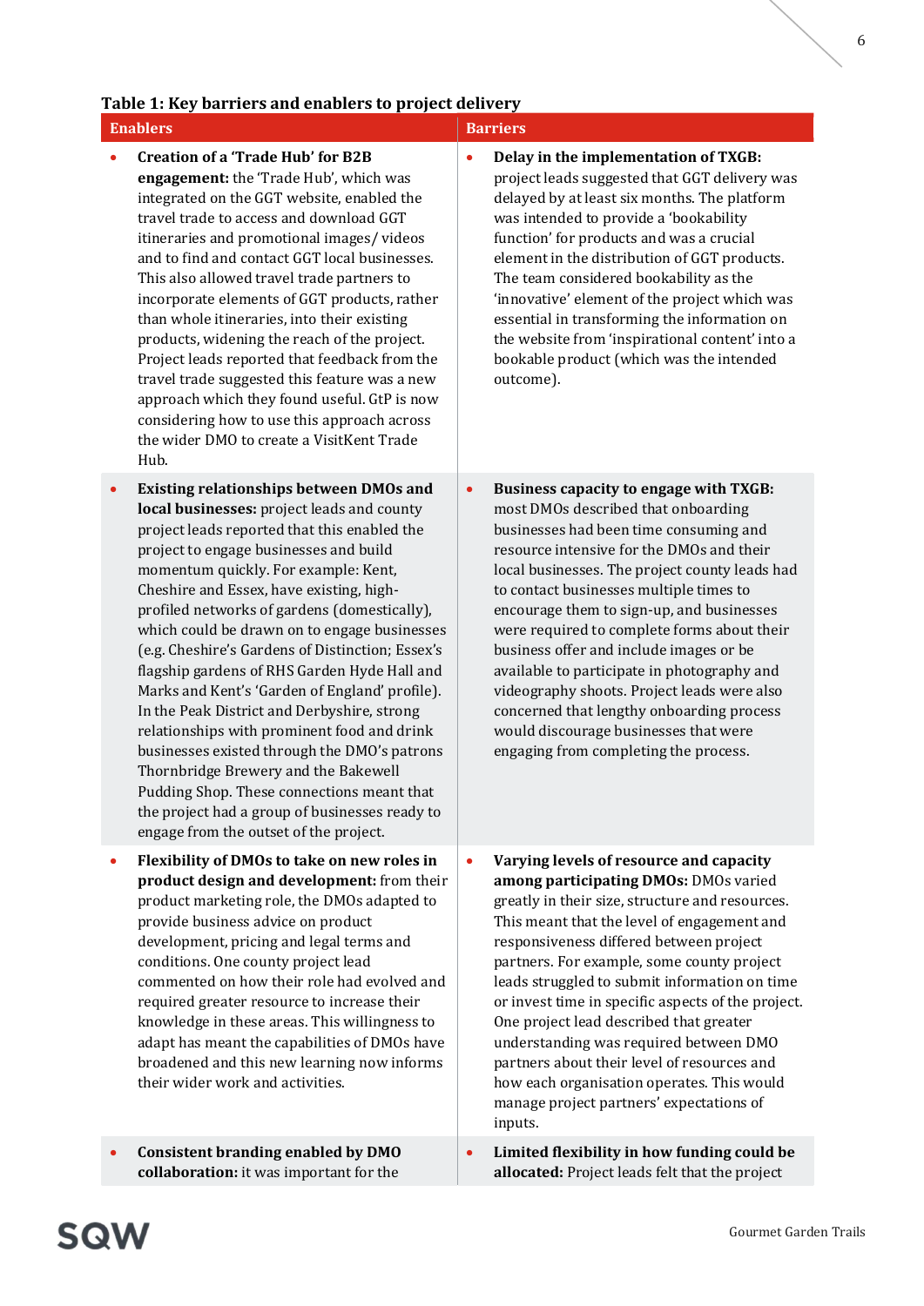**Table 1: Key barriers and enablers to project delivery**

| Enablers | Barriers |
|---|---|
| • **Creation of a 'Trade Hub' for B2B engagement:** the 'Trade Hub', which was integrated on the GGT website, enabled the travel trade to access and download GGT itineraries and promotional images/ videos and to find and contact GGT local businesses. This also allowed travel trade partners to incorporate elements of GGT products, rather than whole itineraries, into their existing products, widening the reach of the project. Project leads reported that feedback from the travel trade suggested this feature was a new approach which they found useful. GtP is now considering how to use this approach across the wider DMO to create a VisitKent Trade Hub. | • **Delay in the implementation of TXGB:** project leads suggested that GGT delivery was delayed by at least six months. The platform was intended to provide a 'bookability function' for products and was a crucial element in the distribution of GGT products. The team considered bookability as the 'innovative' element of the project which was essential in transforming the information on the website from 'inspirational content' into a bookable product (which was the intended outcome). |
| • **Existing relationships between DMOs and local businesses:** project leads and county project leads reported that this enabled the project to engage businesses and build momentum quickly. For example: Kent, Cheshire and Essex, have existing, high-profiled networks of gardens (domestically), which could be drawn on to engage businesses (e.g. Cheshire's Gardens of Distinction; Essex's flagship gardens of RHS Garden Hyde Hall and Marks and Kent's 'Garden of England' profile). In the Peak District and Derbyshire, strong relationships with prominent food and drink businesses existed through the DMO's patrons Thornbridge Brewery and the Bakewell Pudding Shop. These connections meant that the project had a group of businesses ready to engage from the outset of the project. | • **Business capacity to engage with TXGB:** most DMOs described that onboarding businesses had been time consuming and resource intensive for the DMOs and their local businesses. The project county leads had to contact businesses multiple times to encourage them to sign-up, and businesses were required to complete forms about their business offer and include images or be available to participate in photography and videography shoots. Project leads were also concerned that lengthy onboarding process would discourage businesses that were engaging from completing the process. |
| • **Flexibility of DMOs to take on new roles in product design and development:** from their product marketing role, the DMOs adapted to provide business advice on product development, pricing and legal terms and conditions. One county project lead commented on how their role had evolved and required greater resource to increase their knowledge in these areas. This willingness to adapt has meant the capabilities of DMOs have broadened and this new learning now informs their wider work and activities. | • **Varying levels of resource and capacity among participating DMOs:** DMOs varied greatly in their size, structure and resources. This meant that the level of engagement and responsiveness differed between project partners. For example, some county project leads struggled to submit information on time or invest time in specific aspects of the project. One project lead described that greater understanding was required between DMO partners about their level of resources and how each organisation operates. This would manage project partners' expectations of inputs. |
| • **Consistent branding enabled by DMO collaboration:** it was important for the | • **Limited flexibility in how funding could be allocated:** Project leads felt that the project |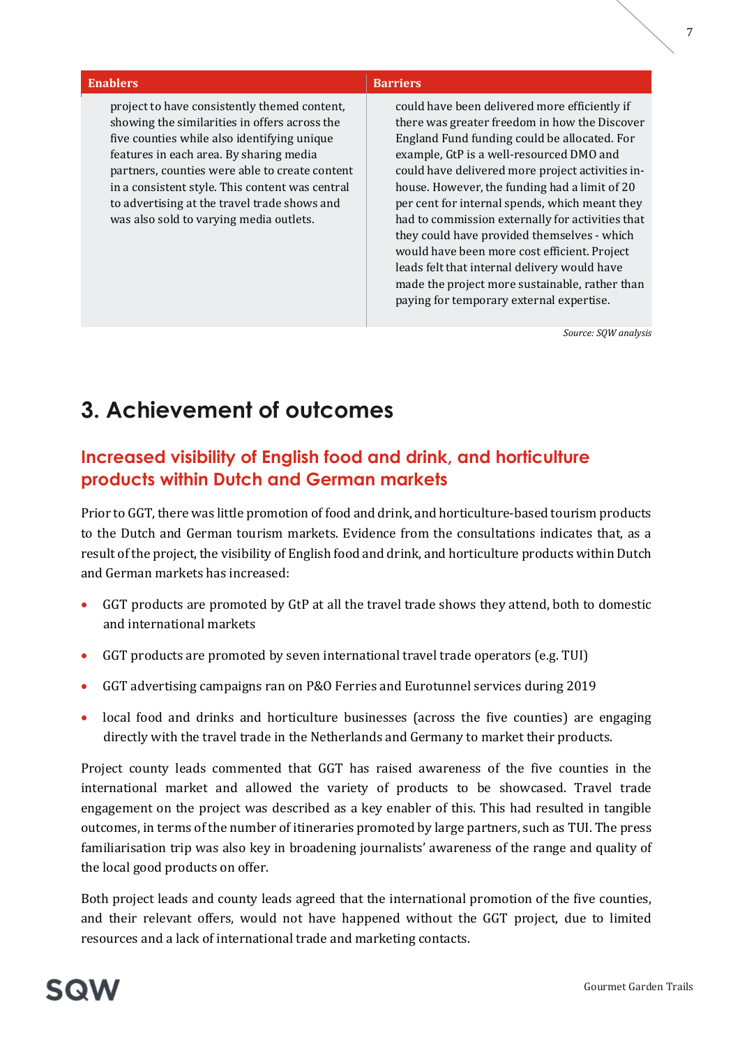| Enablers | Barriers |
|---|---|
| project to have consistently themed content, showing the similarities in offers across the five counties while also identifying unique features in each area. By sharing media partners, counties were able to create content in a consistent style. This content was central to advertising at the travel trade shows and was also sold to varying media outlets. | could have been delivered more efficiently if there was greater freedom in how the Discover England Fund funding could be allocated. For example, GtP is a well-resourced DMO and could have delivered more project activities in-house. However, the funding had a limit of 20 per cent for internal spends, which meant they had to commission externally for activities that they could have provided themselves - which would have been more cost efficient. Project leads felt that internal delivery would have made the project more sustainable, rather than paying for temporary external expertise. |

*Source: SQW analysis*

# 3. Achievement of outcomes

## Increased visibility of English food and drink, and horticulture products within Dutch and German markets

Prior to GGT, there was little promotion of food and drink, and horticulture-based tourism products to the Dutch and German tourism markets. Evidence from the consultations indicates that, as a result of the project, the visibility of English food and drink, and horticulture products within Dutch and German markets has increased:

- GGT products are promoted by GtP at all the travel trade shows they attend, both to domestic and international markets
- GGT products are promoted by seven international travel trade operators (e.g. TUI)
- GGT advertising campaigns ran on P&O Ferries and Eurotunnel services during 2019
- local food and drinks and horticulture businesses (across the five counties) are engaging directly with the travel trade in the Netherlands and Germany to market their products.

Project county leads commented that GGT has raised awareness of the five counties in the international market and allowed the variety of products to be showcased. Travel trade engagement on the project was described as a key enabler of this. This had resulted in tangible outcomes, in terms of the number of itineraries promoted by large partners, such as TUI. The press familiarisation trip was also key in broadening journalists' awareness of the range and quality of the local good products on offer.

Both project leads and county leads agreed that the international promotion of the five counties, and their relevant offers, would not have happened without the GGT project, due to limited resources and a lack of international trade and marketing contacts.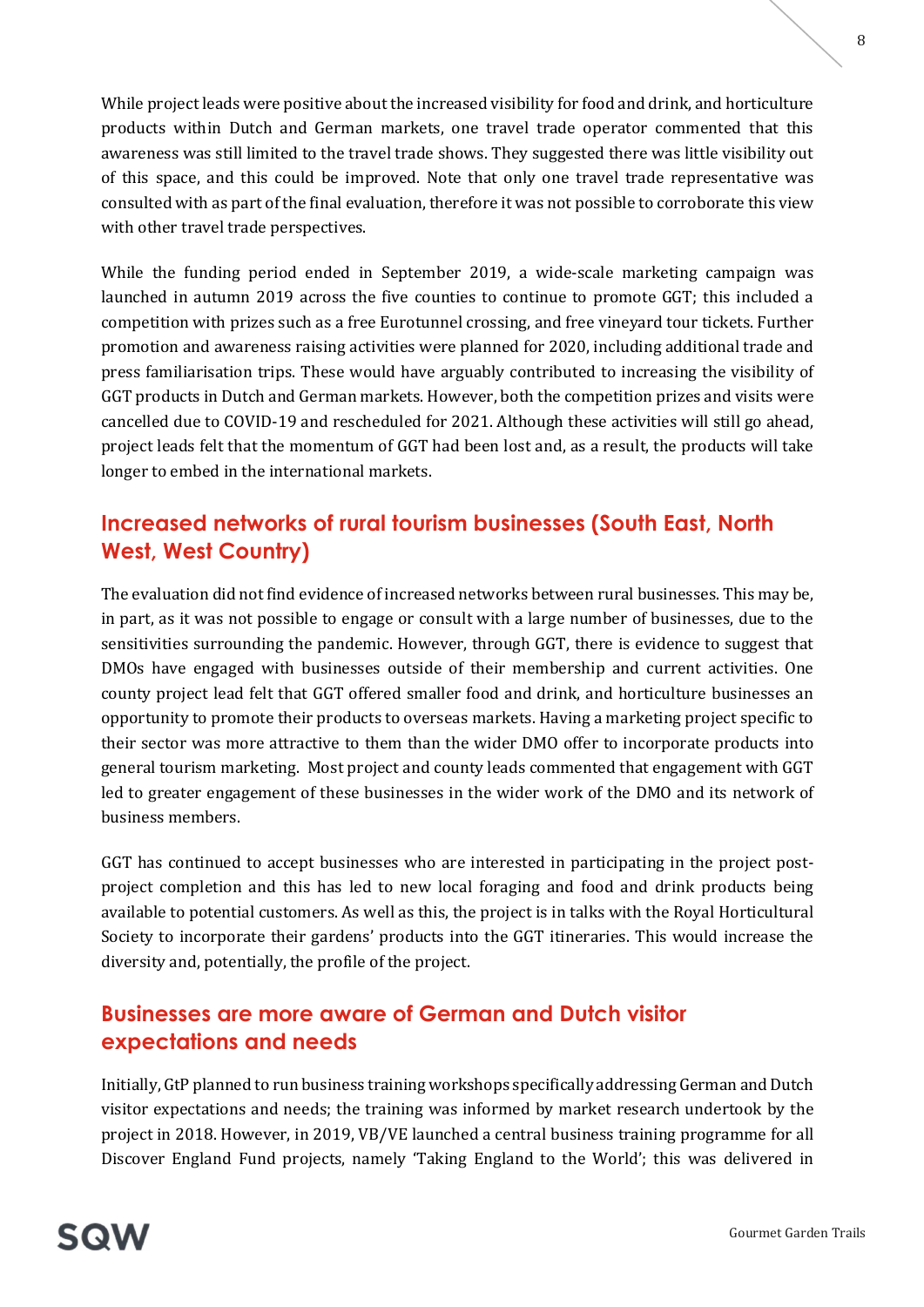While project leads were positive about the increased visibility for food and drink, and horticulture products within Dutch and German markets, one travel trade operator commented that this awareness was still limited to the travel trade shows. They suggested there was little visibility out of this space, and this could be improved. Note that only one travel trade representative was consulted with as part of the final evaluation, therefore it was not possible to corroborate this view with other travel trade perspectives.

While the funding period ended in September 2019, a wide-scale marketing campaign was launched in autumn 2019 across the five counties to continue to promote GGT; this included a competition with prizes such as a free Eurotunnel crossing, and free vineyard tour tickets. Further promotion and awareness raising activities were planned for 2020, including additional trade and press familiarisation trips. These would have arguably contributed to increasing the visibility of GGT products in Dutch and German markets. However, both the competition prizes and visits were cancelled due to COVID-19 and rescheduled for 2021. Although these activities will still go ahead, project leads felt that the momentum of GGT had been lost and, as a result, the products will take longer to embed in the international markets.

## Increased networks of rural tourism businesses (South East, North West, West Country)

The evaluation did not find evidence of increased networks between rural businesses. This may be, in part, as it was not possible to engage or consult with a large number of businesses, due to the sensitivities surrounding the pandemic. However, through GGT, there is evidence to suggest that DMOs have engaged with businesses outside of their membership and current activities. One county project lead felt that GGT offered smaller food and drink, and horticulture businesses an opportunity to promote their products to overseas markets. Having a marketing project specific to their sector was more attractive to them than the wider DMO offer to incorporate products into general tourism marketing. Most project and county leads commented that engagement with GGT led to greater engagement of these businesses in the wider work of the DMO and its network of business members.

GGT has continued to accept businesses who are interested in participating in the project post-project completion and this has led to new local foraging and food and drink products being available to potential customers. As well as this, the project is in talks with the Royal Horticultural Society to incorporate their gardens' products into the GGT itineraries. This would increase the diversity and, potentially, the profile of the project.

## Businesses are more aware of German and Dutch visitor expectations and needs

Initially, GtP planned to run business training workshops specifically addressing German and Dutch visitor expectations and needs; the training was informed by market research undertook by the project in 2018. However, in 2019, VB/VE launched a central business training programme for all Discover England Fund projects, namely 'Taking England to the World'; this was delivered in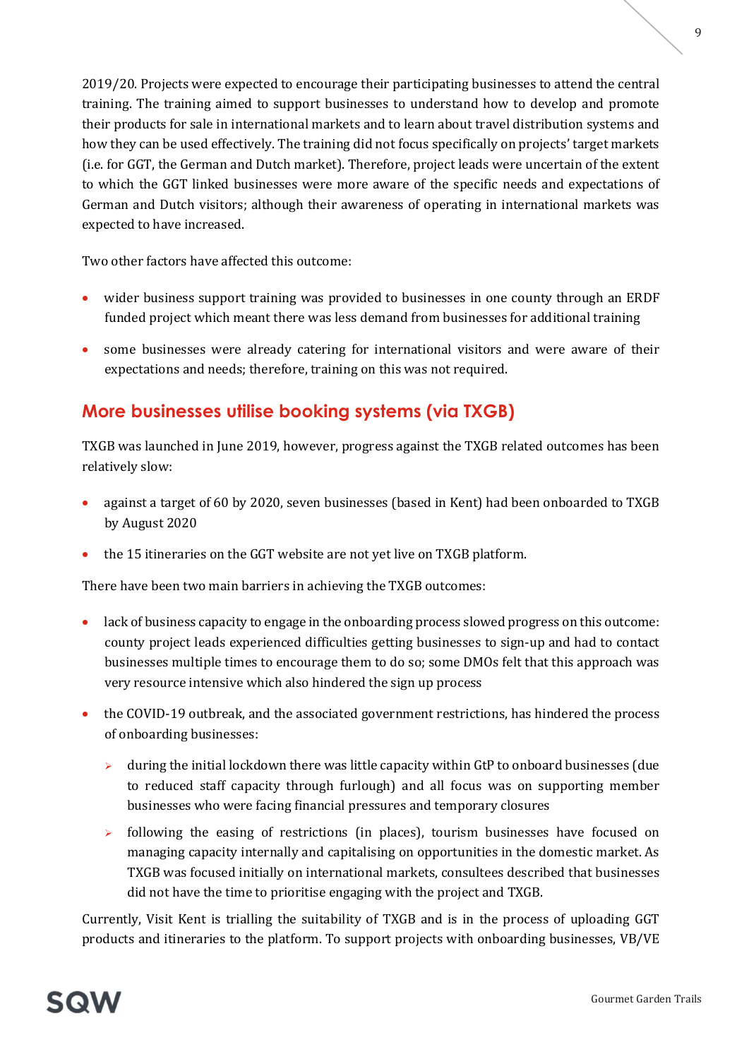2019/20. Projects were expected to encourage their participating businesses to attend the central training. The training aimed to support businesses to understand how to develop and promote their products for sale in international markets and to learn about travel distribution systems and how they can be used effectively. The training did not focus specifically on projects' target markets (i.e. for GGT, the German and Dutch market). Therefore, project leads were uncertain of the extent to which the GGT linked businesses were more aware of the specific needs and expectations of German and Dutch visitors; although their awareness of operating in international markets was expected to have increased.

Two other factors have affected this outcome:

- wider business support training was provided to businesses in one county through an ERDF funded project which meant there was less demand from businesses for additional training
- some businesses were already catering for international visitors and were aware of their expectations and needs; therefore, training on this was not required.

## More businesses utilise booking systems (via TXGB)

TXGB was launched in June 2019, however, progress against the TXGB related outcomes has been relatively slow:

- against a target of 60 by 2020, seven businesses (based in Kent) had been onboarded to TXGB by August 2020
- the 15 itineraries on the GGT website are not yet live on TXGB platform.

There have been two main barriers in achieving the TXGB outcomes:

- lack of business capacity to engage in the onboarding process slowed progress on this outcome: county project leads experienced difficulties getting businesses to sign-up and had to contact businesses multiple times to encourage them to do so; some DMOs felt that this approach was very resource intensive which also hindered the sign up process
- the COVID-19 outbreak, and the associated government restrictions, has hindered the process of onboarding businesses:
  - during the initial lockdown there was little capacity within GtP to onboard businesses (due to reduced staff capacity through furlough) and all focus was on supporting member businesses who were facing financial pressures and temporary closures
  - following the easing of restrictions (in places), tourism businesses have focused on managing capacity internally and capitalising on opportunities in the domestic market. As TXGB was focused initially on international markets, consultees described that businesses did not have the time to prioritise engaging with the project and TXGB.

Currently, Visit Kent is trialling the suitability of TXGB and is in the process of uploading GGT products and itineraries to the platform. To support projects with onboarding businesses, VB/VE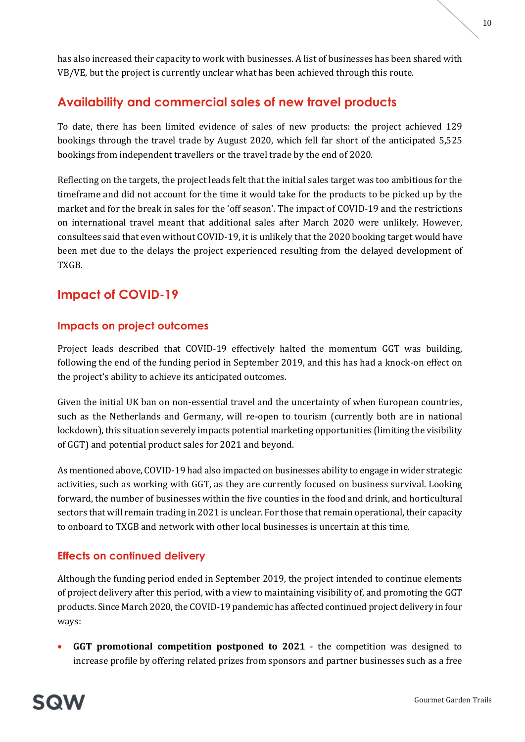has also increased their capacity to work with businesses. A list of businesses has been shared with VB/VE, but the project is currently unclear what has been achieved through this route.

## Availability and commercial sales of new travel products

To date, there has been limited evidence of sales of new products: the project achieved 129 bookings through the travel trade by August 2020, which fell far short of the anticipated 5,525 bookings from independent travellers or the travel trade by the end of 2020.

Reflecting on the targets, the project leads felt that the initial sales target was too ambitious for the timeframe and did not account for the time it would take for the products to be picked up by the market and for the break in sales for the 'off season'. The impact of COVID-19 and the restrictions on international travel meant that additional sales after March 2020 were unlikely. However, consultees said that even without COVID-19, it is unlikely that the 2020 booking target would have been met due to the delays the project experienced resulting from the delayed development of TXGB.

## Impact of COVID-19

### Impacts on project outcomes

Project leads described that COVID-19 effectively halted the momentum GGT was building, following the end of the funding period in September 2019, and this has had a knock-on effect on the project's ability to achieve its anticipated outcomes.

Given the initial UK ban on non-essential travel and the uncertainty of when European countries, such as the Netherlands and Germany, will re-open to tourism (currently both are in national lockdown), this situation severely impacts potential marketing opportunities (limiting the visibility of GGT) and potential product sales for 2021 and beyond.

As mentioned above, COVID-19 had also impacted on businesses ability to engage in wider strategic activities, such as working with GGT, as they are currently focused on business survival. Looking forward, the number of businesses within the five counties in the food and drink, and horticultural sectors that will remain trading in 2021 is unclear. For those that remain operational, their capacity to onboard to TXGB and network with other local businesses is uncertain at this time.

### Effects on continued delivery

Although the funding period ended in September 2019, the project intended to continue elements of project delivery after this period, with a view to maintaining visibility of, and promoting the GGT products. Since March 2020, the COVID-19 pandemic has affected continued project delivery in four ways:

- **GGT promotional competition postponed to 2021** - the competition was designed to increase profile by offering related prizes from sponsors and partner businesses such as a free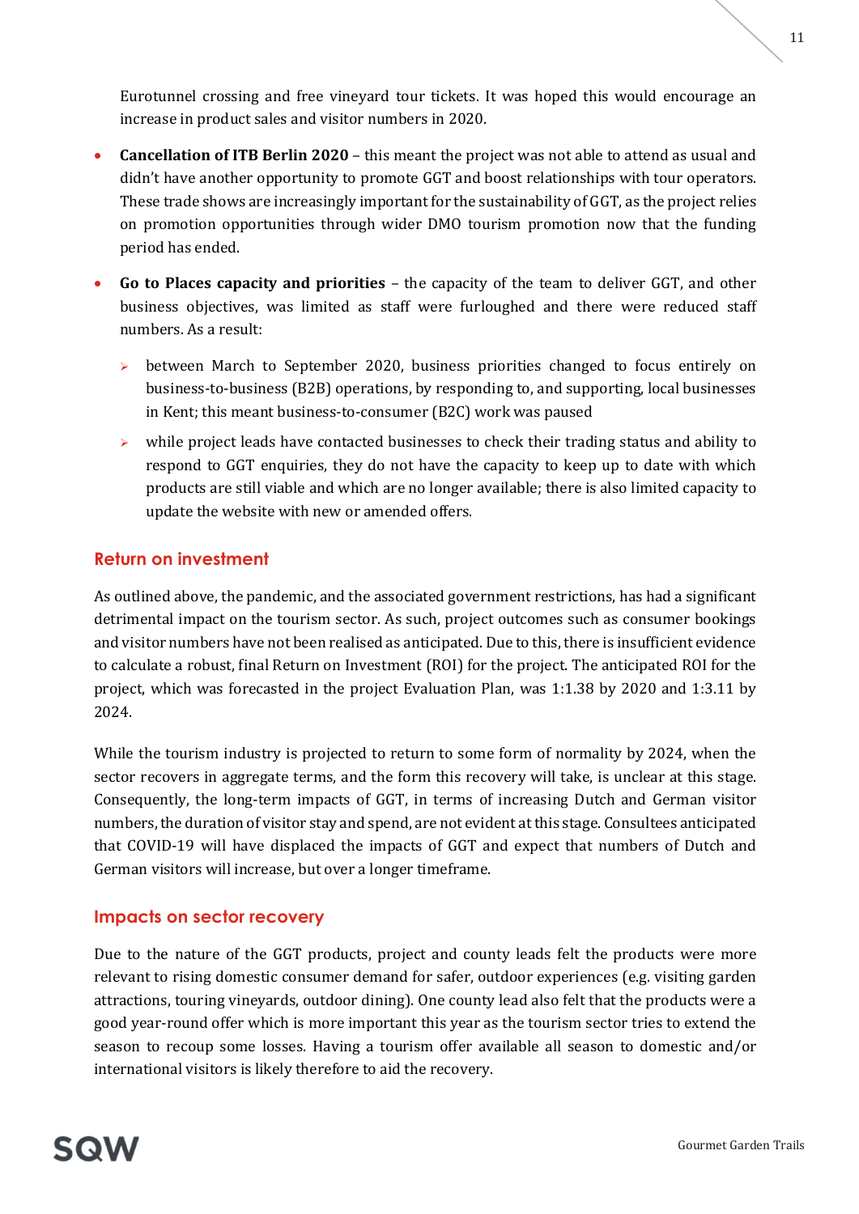Eurotunnel crossing and free vineyard tour tickets. It was hoped this would encourage an increase in product sales and visitor numbers in 2020.

- **Cancellation of ITB Berlin 2020** – this meant the project was not able to attend as usual and didn't have another opportunity to promote GGT and boost relationships with tour operators. These trade shows are increasingly important for the sustainability of GGT, as the project relies on promotion opportunities through wider DMO tourism promotion now that the funding period has ended.
- **Go to Places capacity and priorities** – the capacity of the team to deliver GGT, and other business objectives, was limited as staff were furloughed and there were reduced staff numbers. As a result:
    - between March to September 2020, business priorities changed to focus entirely on business-to-business (B2B) operations, by responding to, and supporting, local businesses in Kent; this meant business-to-consumer (B2C) work was paused
    - while project leads have contacted businesses to check their trading status and ability to respond to GGT enquiries, they do not have the capacity to keep up to date with which products are still viable and which are no longer available; there is also limited capacity to update the website with new or amended offers.

## Return on investment

As outlined above, the pandemic, and the associated government restrictions, has had a significant detrimental impact on the tourism sector. As such, project outcomes such as consumer bookings and visitor numbers have not been realised as anticipated. Due to this, there is insufficient evidence to calculate a robust, final Return on Investment (ROI) for the project. The anticipated ROI for the project, which was forecasted in the project Evaluation Plan, was 1:1.38 by 2020 and 1:3.11 by 2024.

While the tourism industry is projected to return to some form of normality by 2024, when the sector recovers in aggregate terms, and the form this recovery will take, is unclear at this stage. Consequently, the long-term impacts of GGT, in terms of increasing Dutch and German visitor numbers, the duration of visitor stay and spend, are not evident at this stage. Consultees anticipated that COVID-19 will have displaced the impacts of GGT and expect that numbers of Dutch and German visitors will increase, but over a longer timeframe.

## Impacts on sector recovery

Due to the nature of the GGT products, project and county leads felt the products were more relevant to rising domestic consumer demand for safer, outdoor experiences (e.g. visiting garden attractions, touring vineyards, outdoor dining). One county lead also felt that the products were a good year-round offer which is more important this year as the tourism sector tries to extend the season to recoup some losses. Having a tourism offer available all season to domestic and/or international visitors is likely therefore to aid the recovery.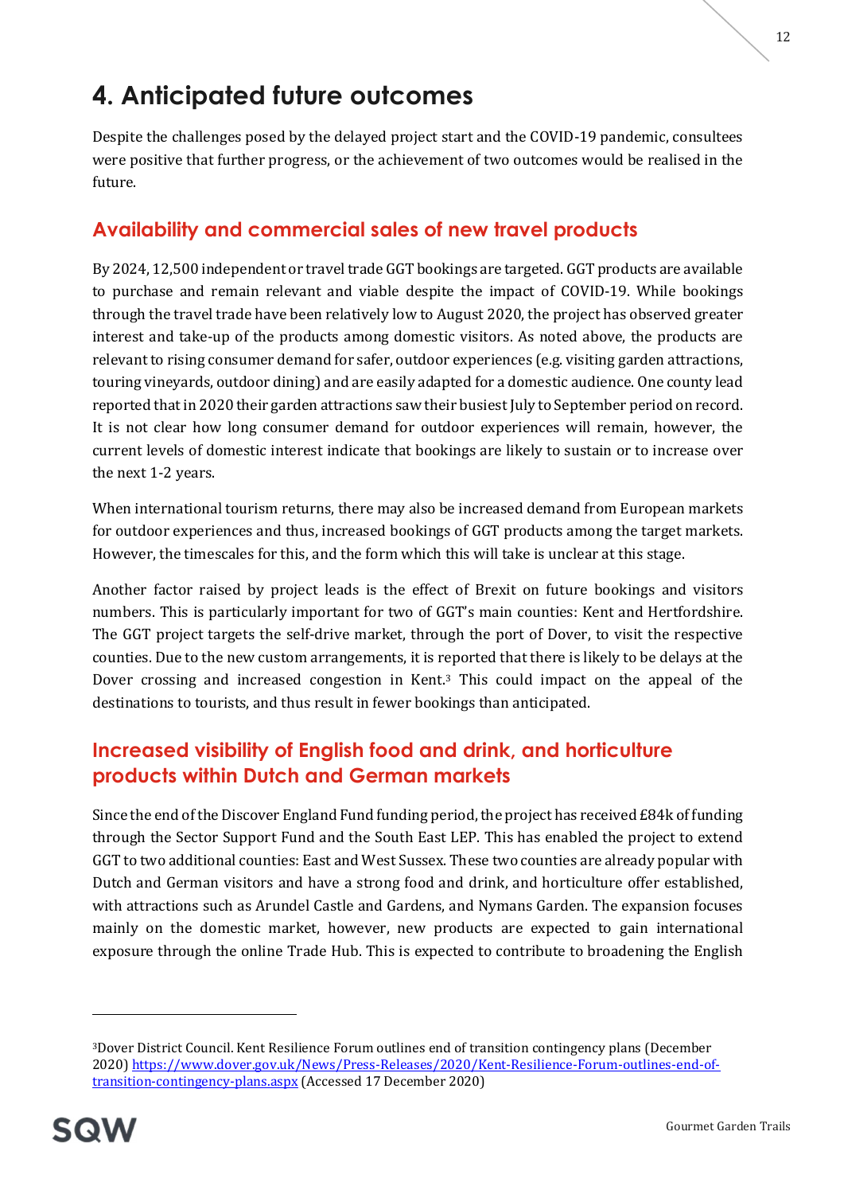# 4. Anticipated future outcomes

Despite the challenges posed by the delayed project start and the COVID-19 pandemic, consultees were positive that further progress, or the achievement of two outcomes would be realised in the future.

## Availability and commercial sales of new travel products

By 2024, 12,500 independent or travel trade GGT bookings are targeted. GGT products are available to purchase and remain relevant and viable despite the impact of COVID-19. While bookings through the travel trade have been relatively low to August 2020, the project has observed greater interest and take-up of the products among domestic visitors. As noted above, the products are relevant to rising consumer demand for safer, outdoor experiences (e.g. visiting garden attractions, touring vineyards, outdoor dining) and are easily adapted for a domestic audience. One county lead reported that in 2020 their garden attractions saw their busiest July to September period on record. It is not clear how long consumer demand for outdoor experiences will remain, however, the current levels of domestic interest indicate that bookings are likely to sustain or to increase over the next 1-2 years.

When international tourism returns, there may also be increased demand from European markets for outdoor experiences and thus, increased bookings of GGT products among the target markets. However, the timescales for this, and the form which this will take is unclear at this stage.

Another factor raised by project leads is the effect of Brexit on future bookings and visitors numbers. This is particularly important for two of GGT's main counties: Kent and Hertfordshire. The GGT project targets the self-drive market, through the port of Dover, to visit the respective counties. Due to the new custom arrangements, it is reported that there is likely to be delays at the Dover crossing and increased congestion in Kent.[3] This could impact on the appeal of the destinations to tourists, and thus result in fewer bookings than anticipated.

## Increased visibility of English food and drink, and horticulture products within Dutch and German markets

Since the end of the Discover England Fund funding period, the project has received £84k of funding through the Sector Support Fund and the South East LEP. This has enabled the project to extend GGT to two additional counties: East and West Sussex. These two counties are already popular with Dutch and German visitors and have a strong food and drink, and horticulture offer established, with attractions such as Arundel Castle and Gardens, and Nymans Garden. The expansion focuses mainly on the domestic market, however, new products are expected to gain international exposure through the online Trade Hub. This is expected to contribute to broadening the English

---

[3] Dover District Council. Kent Resilience Forum outlines end of transition contingency plans (December 2020) https://www.dover.gov.uk/News/Press-Releases/2020/Kent-Resilience-Forum-outlines-end-of-transition-contingency-plans.aspx (Accessed 17 December 2020)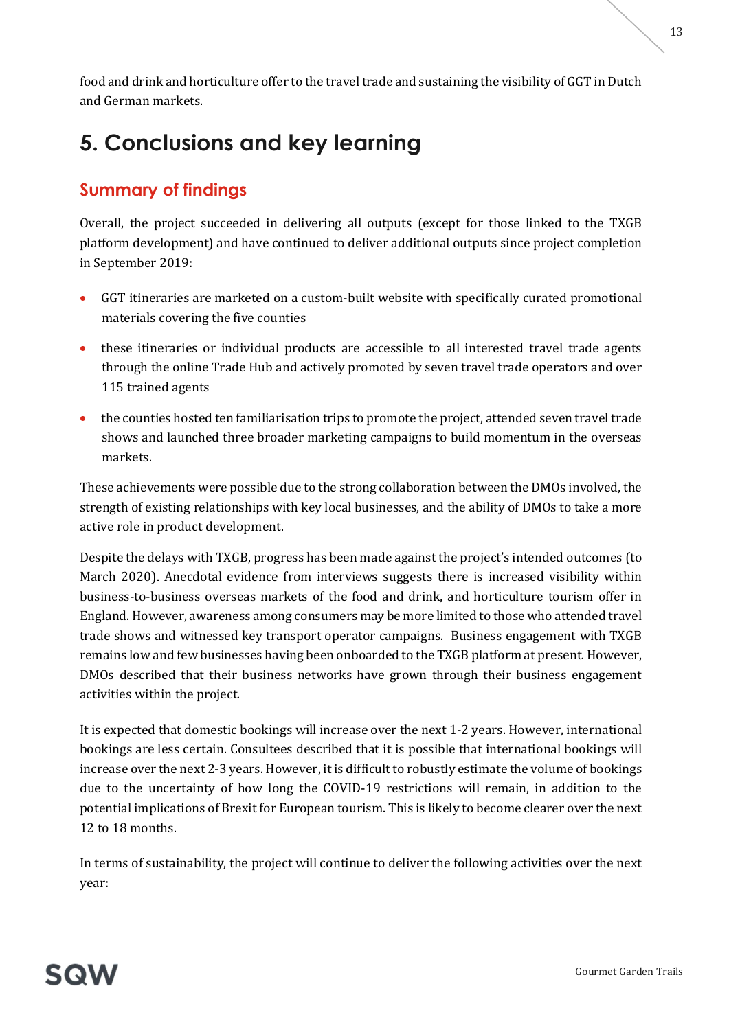food and drink and horticulture offer to the travel trade and sustaining the visibility of GGT in Dutch and German markets.

# 5. Conclusions and key learning

## Summary of findings

Overall, the project succeeded in delivering all outputs (except for those linked to the TXGB platform development) and have continued to deliver additional outputs since project completion in September 2019:

- GGT itineraries are marketed on a custom-built website with specifically curated promotional materials covering the five counties
- these itineraries or individual products are accessible to all interested travel trade agents through the online Trade Hub and actively promoted by seven travel trade operators and over 115 trained agents
- the counties hosted ten familiarisation trips to promote the project, attended seven travel trade shows and launched three broader marketing campaigns to build momentum in the overseas markets.

These achievements were possible due to the strong collaboration between the DMOs involved, the strength of existing relationships with key local businesses, and the ability of DMOs to take a more active role in product development.

Despite the delays with TXGB, progress has been made against the project's intended outcomes (to March 2020). Anecdotal evidence from interviews suggests there is increased visibility within business-to-business overseas markets of the food and drink, and horticulture tourism offer in England. However, awareness among consumers may be more limited to those who attended travel trade shows and witnessed key transport operator campaigns. Business engagement with TXGB remains low and few businesses having been onboarded to the TXGB platform at present. However, DMOs described that their business networks have grown through their business engagement activities within the project.

It is expected that domestic bookings will increase over the next 1-2 years. However, international bookings are less certain. Consultees described that it is possible that international bookings will increase over the next 2-3 years. However, it is difficult to robustly estimate the volume of bookings due to the uncertainty of how long the COVID-19 restrictions will remain, in addition to the potential implications of Brexit for European tourism. This is likely to become clearer over the next 12 to 18 months.

In terms of sustainability, the project will continue to deliver the following activities over the next year: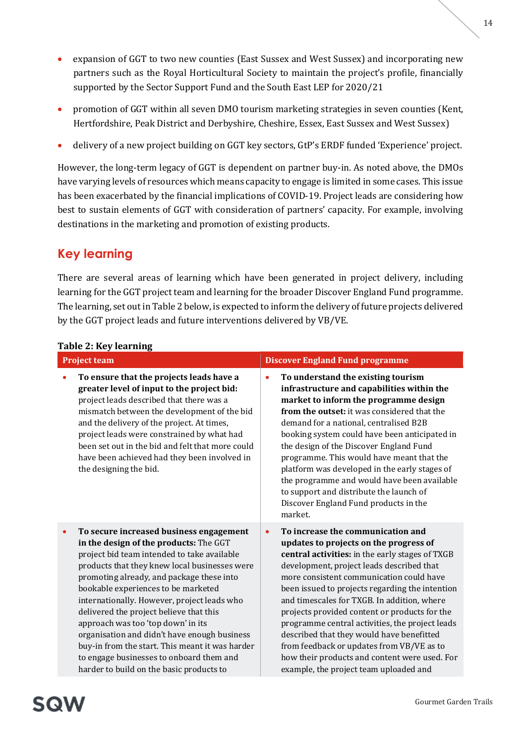- expansion of GGT to two new counties (East Sussex and West Sussex) and incorporating new partners such as the Royal Horticultural Society to maintain the project's profile, financially supported by the Sector Support Fund and the South East LEP for 2020/21
- promotion of GGT within all seven DMO tourism marketing strategies in seven counties (Kent, Hertfordshire, Peak District and Derbyshire, Cheshire, Essex, East Sussex and West Sussex)
- delivery of a new project building on GGT key sectors, GtP's ERDF funded 'Experience' project.

However, the long-term legacy of GGT is dependent on partner buy-in. As noted above, the DMOs have varying levels of resources which means capacity to engage is limited in some cases. This issue has been exacerbated by the financial implications of COVID-19. Project leads are considering how best to sustain elements of GGT with consideration of partners' capacity. For example, involving destinations in the marketing and promotion of existing products.

## Key learning

There are several areas of learning which have been generated in project delivery, including learning for the GGT project team and learning for the broader Discover England Fund programme. The learning, set out in Table 2 below, is expected to inform the delivery of future projects delivered by the GGT project leads and future interventions delivered by VB/VE.

**Table 2: Key learning**

| Project team | Discover England Fund programme |
|---|---|
| • **To ensure that the projects leads have a greater level of input to the project bid:** project leads described that there was a mismatch between the development of the bid and the delivery of the project. At times, project leads were constrained by what had been set out in the bid and felt that more could have been achieved had they been involved in the designing the bid. | • **To understand the existing tourism infrastructure and capabilities within the market to inform the programme design from the outset:** it was considered that the demand for a national, centralised B2B booking system could have been anticipated in the design of the Discover England Fund programme. This would have meant that the platform was developed in the early stages of the programme and would have been available to support and distribute the launch of Discover England Fund products in the market. |
| • **To secure increased business engagement in the design of the products:** The GGT project bid team intended to take available products that they knew local businesses were promoting already, and package these into bookable experiences to be marketed internationally. However, project leads who delivered the project believe that this approach was too 'top down' in its organisation and didn't have enough business buy-in from the start. This meant it was harder to engage businesses to onboard them and harder to build on the basic products to | • **To increase the communication and updates to projects on the progress of central activities:** in the early stages of TXGB development, project leads described that more consistent communication could have been issued to projects regarding the intention and timescales for TXGB. In addition, where projects provided content or products for the programme central activities, the project leads described that they would have benefitted from feedback or updates from VB/VE as to how their products and content were used. For example, the project team uploaded and |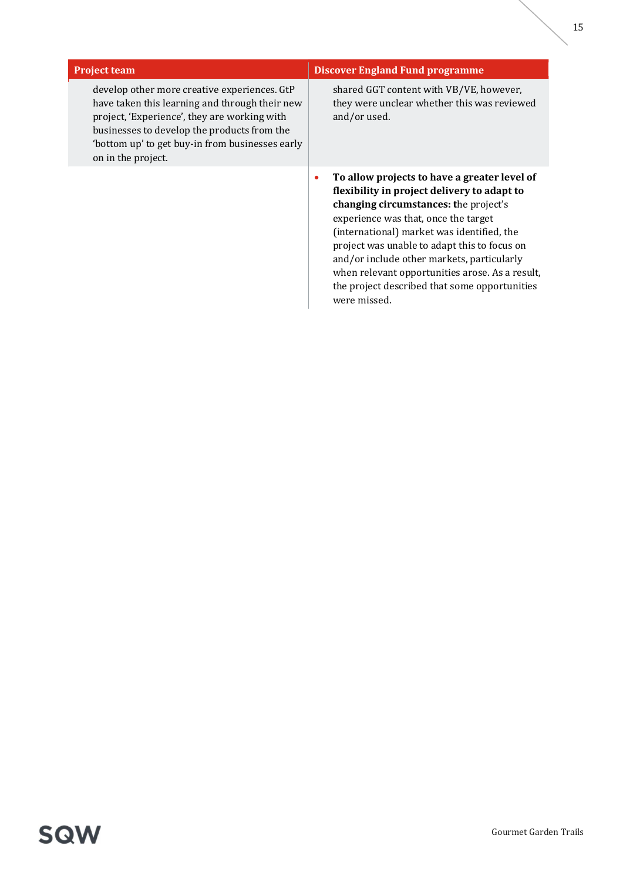| Project team | Discover England Fund programme |
|---|---|
| develop other more creative experiences. GtP have taken this learning and through their new project, 'Experience', they are working with businesses to develop the products from the 'bottom up' to get buy-in from businesses early on in the project. | shared GGT content with VB/VE, however, they were unclear whether this was reviewed and/or used. |
| | • **To allow projects to have a greater level of flexibility in project delivery to adapt to changing circumstances: t**he project's experience was that, once the target (international) market was identified, the project was unable to adapt this to focus on and/or include other markets, particularly when relevant opportunities arose. As a result, the project described that some opportunities were missed. |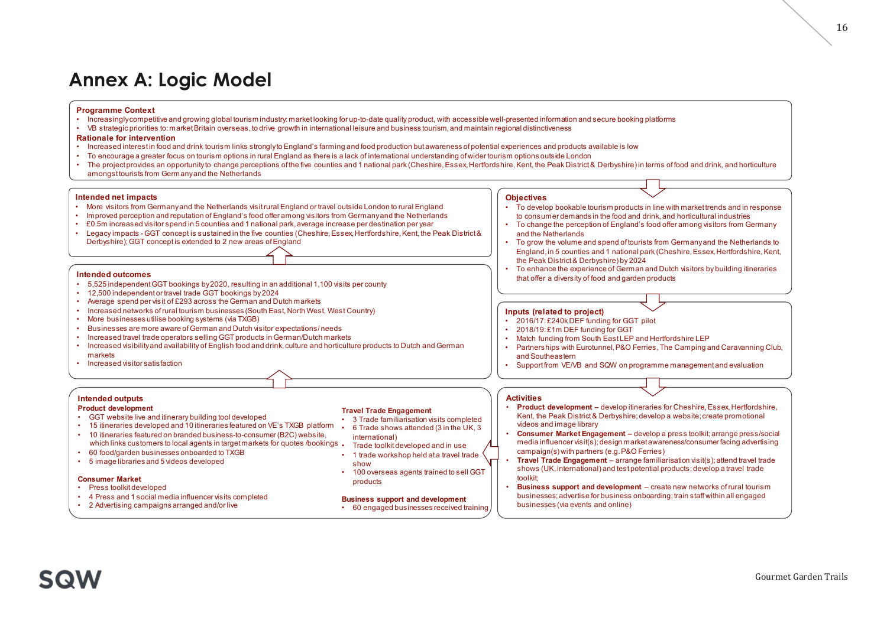# Annex A: Logic Model

### Programme Context

- Increasingly competitive and growing global tourism industry: market looking for up-to-date quality product, with accessible well-presented information and secure booking platforms
- VB strategic priorities to: market Britain overseas, to drive growth in international leisure and business tourism, and maintain regional distinctiveness

### Rationale for intervention

- Increased interest in food and drink tourism links strongly to England's farming and food production but awareness of potential experiences and products available is low
- To encourage a greater focus on tourism options in rural England as there is a lack of international understanding of wider tourism options outside London
- The project provides an opportunity to change perceptions of the five counties and 1 national park (Cheshire, Essex, Hertfordshire, Kent, the Peak District & Derbyshire) in terms of food and drink, and horticulture amongst tourists from Germany and the Netherlands

### Objectives

- To develop bookable tourism products in line with market trends and in response to consumer demands in the food and drink, and horticultural industries
- To change the perception of England's food offer among visitors from Germany and the Netherlands
- To grow the volume and spend of tourists from Germany and the Netherlands to England, in 5 counties and 1 national park (Cheshire, Essex, Hertfordshire, Kent, the Peak District & Derbyshire) by 2024
- To enhance the experience of German and Dutch visitors by building itineraries that offer a diversity of food and garden products

### Inputs (related to project)

- 2016/17: £240k DEF funding for GGT pilot
- 2018/19: £1m DEF funding for GGT
- Match funding from South East LEP and Hertfordshire LEP
- Partnerships with Eurotunnel, P&O Ferries, The Camping and Caravanning Club, and Southeastern
- Support from VE/VB and SQW on programme management and evaluation

### Activities

- **Product development –** develop itineraries for Cheshire, Essex, Hertfordshire, Kent, the Peak District & Derbyshire; develop a website; create promotional videos and image library
- **Consumer Market Engagement –** develop a press toolkit; arrange press/social media influencer visit(s); design market awareness/consumer facing advertising campaign(s) with partners (e.g. P&O Ferries)
- **Travel Trade Engagement** – arrange familiarisation visit(s); attend travel trade shows (UK, international) and test potential products; develop a travel trade toolkit;
- **Business support and development** – create new networks of rural tourism businesses; advertise for business onboarding; train staff within all engaged businesses (via events and online)

### Intended outputs

**Product development**

- GGT website live and itinerary building tool developed
- 15 itineraries developed and 10 itineraries featured on VE's TXGB platform
- 10 itineraries featured on branded business-to-consumer (B2C) website, which links customers to local agents in target markets for quotes /bookings
- 60 food/garden businesses onboarded to TXGB
- 5 image libraries and 5 videos developed

**Consumer Market**

- Press toolkit developed
- 4 Press and 1 social media influencer visits completed
- 2 Advertising campaigns arranged and/or live

**Travel Trade Engagement**

- 3 Trade familiarisation visits completed
- 6 Trade shows attended (3 in the UK, 3 international)
- Trade toolkit developed and in use
- 1 trade workshop held at a travel trade show
- 100 overseas agents trained to sell GGT products

**Business support and development**

- 60 engaged businesses received training

### Intended outcomes

- 5,525 independent GGT bookings by 2020, resulting in an additional 1,100 visits per county
- 12,500 independent or travel trade GGT bookings by 2024
- Average spend per visit of £293 across the German and Dutch markets
- Increased networks of rural tourism businesses (South East, North West, West Country)
- More businesses utilise booking systems (via TXGB)
- Businesses are more aware of German and Dutch visitor expectations/needs
- Increased travel trade operators selling GGT products in German/Dutch markets
- Increased visibility and availability of English food and drink, culture and horticulture products to Dutch and German markets
- Increased visitor satisfaction

### Intended net impacts

- More visitors from Germany and the Netherlands visit rural England or travel outside London to rural England
- Improved perception and reputation of England's food offer among visitors from Germany and the Netherlands
- £0.5m increased visitor spend in 5 counties and 1 national park, average increase per destination per year
- Legacy impacts - GGT concept is sustained in the five counties (Cheshire, Essex, Hertfordshire, Kent, the Peak District & Derbyshire); GGT concept is extended to 2 new areas of England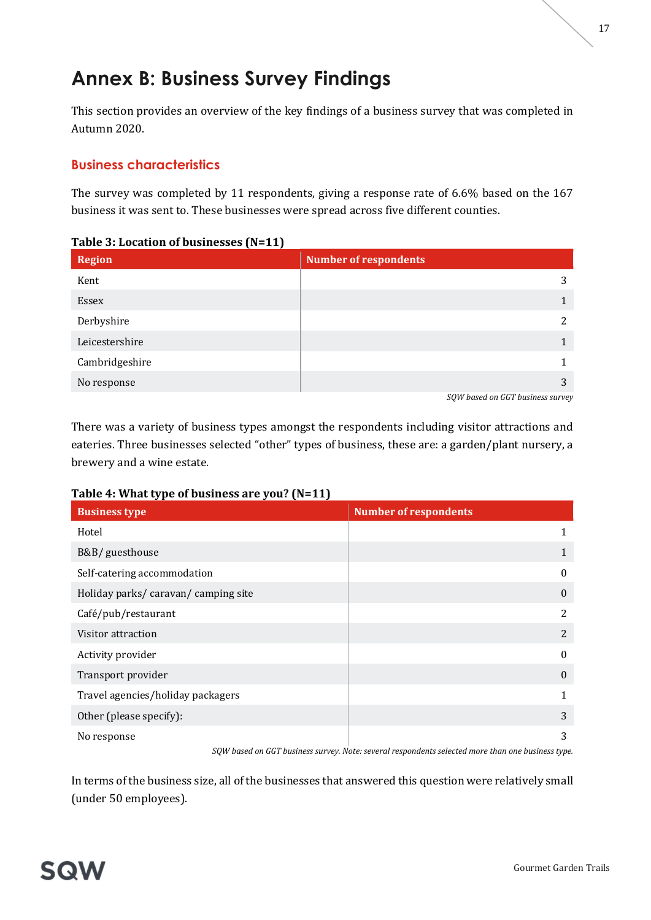# Annex B: Business Survey Findings

This section provides an overview of the key findings of a business survey that was completed in Autumn 2020.

## Business characteristics

The survey was completed by 11 respondents, giving a response rate of 6.6% based on the 167 business it was sent to. These businesses were spread across five different counties.

**Table 3: Location of businesses (N=11)**

| Region | Number of respondents |
|---|---|
| Kent | 3 |
| Essex | 1 |
| Derbyshire | 2 |
| Leicestershire | 1 |
| Cambridgeshire | 1 |
| No response | 3 |

*SQW based on GGT business survey*

There was a variety of business types amongst the respondents including visitor attractions and eateries. Three businesses selected "other" types of business, these are: a garden/plant nursery, a brewery and a wine estate.

**Table 4: What type of business are you? (N=11)**

| Business type | Number of respondents |
|---|---|
| Hotel | 1 |
| B&B/ guesthouse | 1 |
| Self-catering accommodation | 0 |
| Holiday parks/ caravan/ camping site | 0 |
| Café/pub/restaurant | 2 |
| Visitor attraction | 2 |
| Activity provider | 0 |
| Transport provider | 0 |
| Travel agencies/holiday packagers | 1 |
| Other (please specify): | 3 |
| No response | 3 |

*SQW based on GGT business survey. Note: several respondents selected more than one business type.*

In terms of the business size, all of the businesses that answered this question were relatively small (under 50 employees).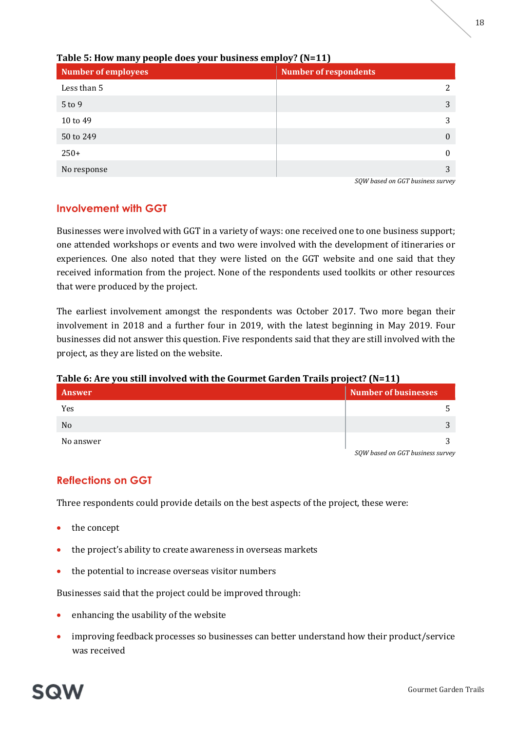**Table 5: How many people does your business employ? (N=11)**

| Number of employees | Number of respondents |
|---|---|
| Less than 5 | 2 |
| 5 to 9 | 3 |
| 10 to 49 | 3 |
| 50 to 249 | 0 |
| 250+ | 0 |
| No response | 3 |

*SQW based on GGT business survey*

## Involvement with GGT

Businesses were involved with GGT in a variety of ways: one received one to one business support; one attended workshops or events and two were involved with the development of itineraries or experiences. One also noted that they were listed on the GGT website and one said that they received information from the project. None of the respondents used toolkits or other resources that were produced by the project.

The earliest involvement amongst the respondents was October 2017. Two more began their involvement in 2018 and a further four in 2019, with the latest beginning in May 2019. Four businesses did not answer this question. Five respondents said that they are still involved with the project, as they are listed on the website.

**Table 6: Are you still involved with the Gourmet Garden Trails project? (N=11)**

| Answer | Number of businesses |
|---|---|
| Yes | 5 |
| No | 3 |
| No answer | 3 |

*SQW based on GGT business survey*

## Reflections on GGT

Three respondents could provide details on the best aspects of the project, these were:

- the concept
- the project's ability to create awareness in overseas markets
- the potential to increase overseas visitor numbers

Businesses said that the project could be improved through:

- enhancing the usability of the website
- improving feedback processes so businesses can better understand how their product/service was received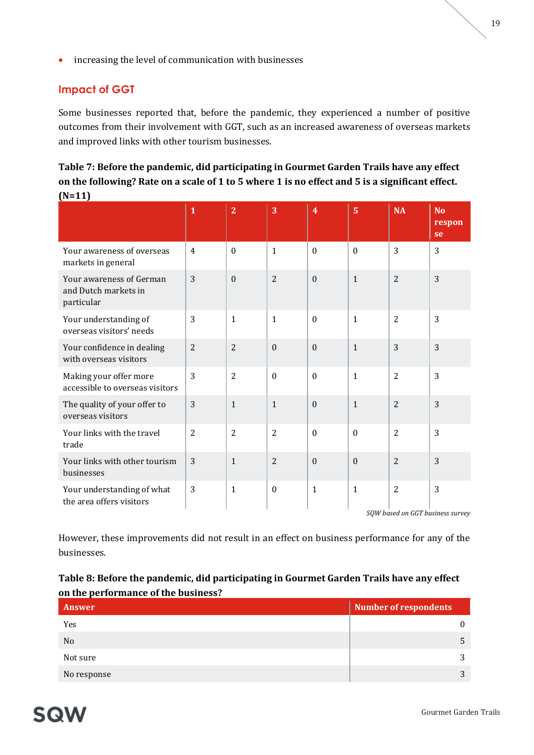- increasing the level of communication with businesses

## Impact of GGT

Some businesses reported that, before the pandemic, they experienced a number of positive outcomes from their involvement with GGT, such as an increased awareness of overseas markets and improved links with other tourism businesses.

**Table 7: Before the pandemic, did participating in Gourmet Garden Trails have any effect on the following? Rate on a scale of 1 to 5 where 1 is no effect and 5 is a significant effect. (N=11)**

| | 1 | 2 | 3 | 4 | 5 | NA | No response |
|---|---|---|---|---|---|---|---|
| Your awareness of overseas markets in general | 4 | 0 | 1 | 0 | 0 | 3 | 3 |
| Your awareness of German and Dutch markets in particular | 3 | 0 | 2 | 0 | 1 | 2 | 3 |
| Your understanding of overseas visitors' needs | 3 | 1 | 1 | 0 | 1 | 2 | 3 |
| Your confidence in dealing with overseas visitors | 2 | 2 | 0 | 0 | 1 | 3 | 3 |
| Making your offer more accessible to overseas visitors | 3 | 2 | 0 | 0 | 1 | 2 | 3 |
| The quality of your offer to overseas visitors | 3 | 1 | 1 | 0 | 1 | 2 | 3 |
| Your links with the travel trade | 2 | 2 | 2 | 0 | 0 | 2 | 3 |
| Your links with other tourism businesses | 3 | 1 | 2 | 0 | 0 | 2 | 3 |
| Your understanding of what the area offers visitors | 3 | 1 | 0 | 1 | 1 | 2 | 3 |

*SQW based on GGT business survey*

However, these improvements did not result in an effect on business performance for any of the businesses.

**Table 8: Before the pandemic, did participating in Gourmet Garden Trails have any effect on the performance of the business?**

| Answer | Number of respondents |
|---|---|
| Yes | 0 |
| No | 5 |
| Not sure | 3 |
| No response | 3 |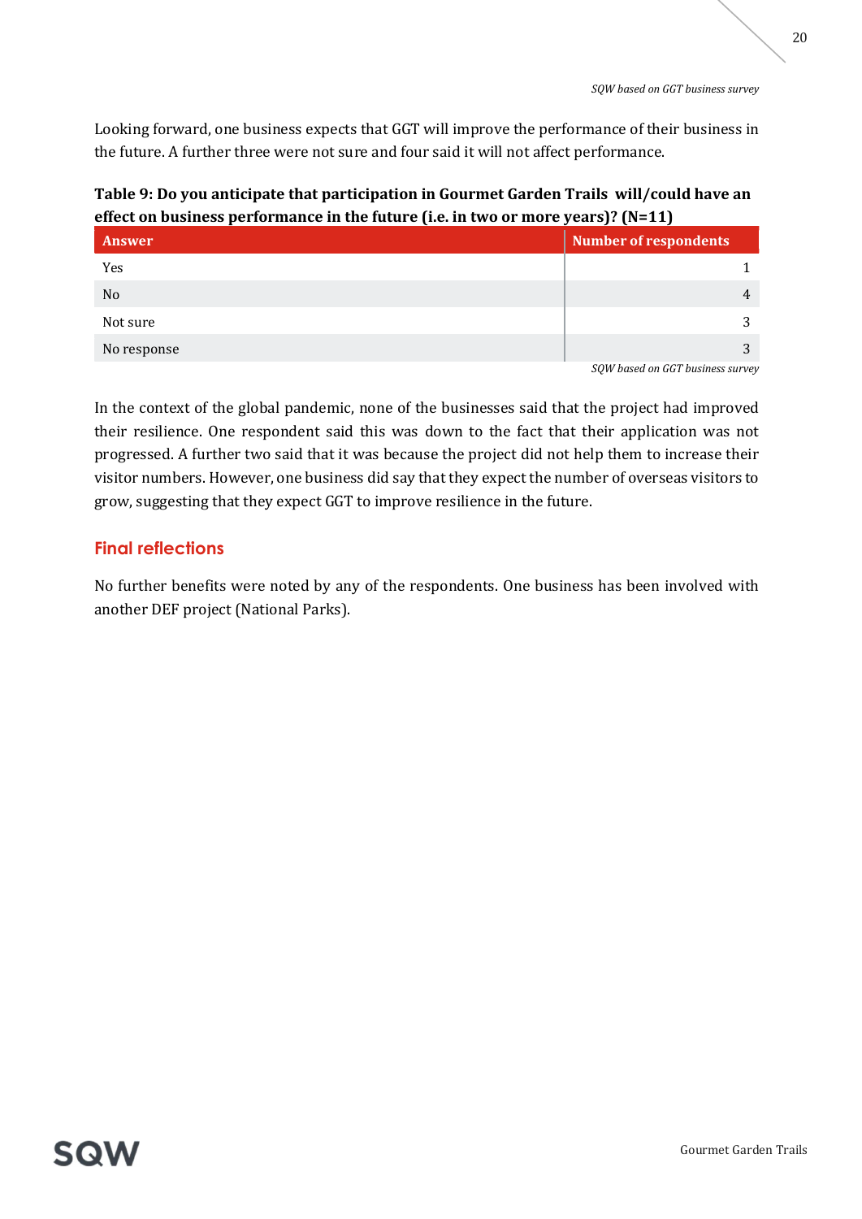*SQW based on GGT business survey*

Looking forward, one business expects that GGT will improve the performance of their business in the future. A further three were not sure and four said it will not affect performance.

**Table 9: Do you anticipate that participation in Gourmet Garden Trails will/could have an effect on business performance in the future (i.e. in two or more years)? (N=11)**

| Answer | Number of respondents |
|---|---:|
| Yes | 1 |
| No | 4 |
| Not sure | 3 |
| No response | 3 |

*SQW based on GGT business survey*

In the context of the global pandemic, none of the businesses said that the project had improved their resilience. One respondent said this was down to the fact that their application was not progressed. A further two said that it was because the project did not help them to increase their visitor numbers. However, one business did say that they expect the number of overseas visitors to grow, suggesting that they expect GGT to improve resilience in the future.

## Final reflections

No further benefits were noted by any of the respondents. One business has been involved with another DEF project (National Parks).